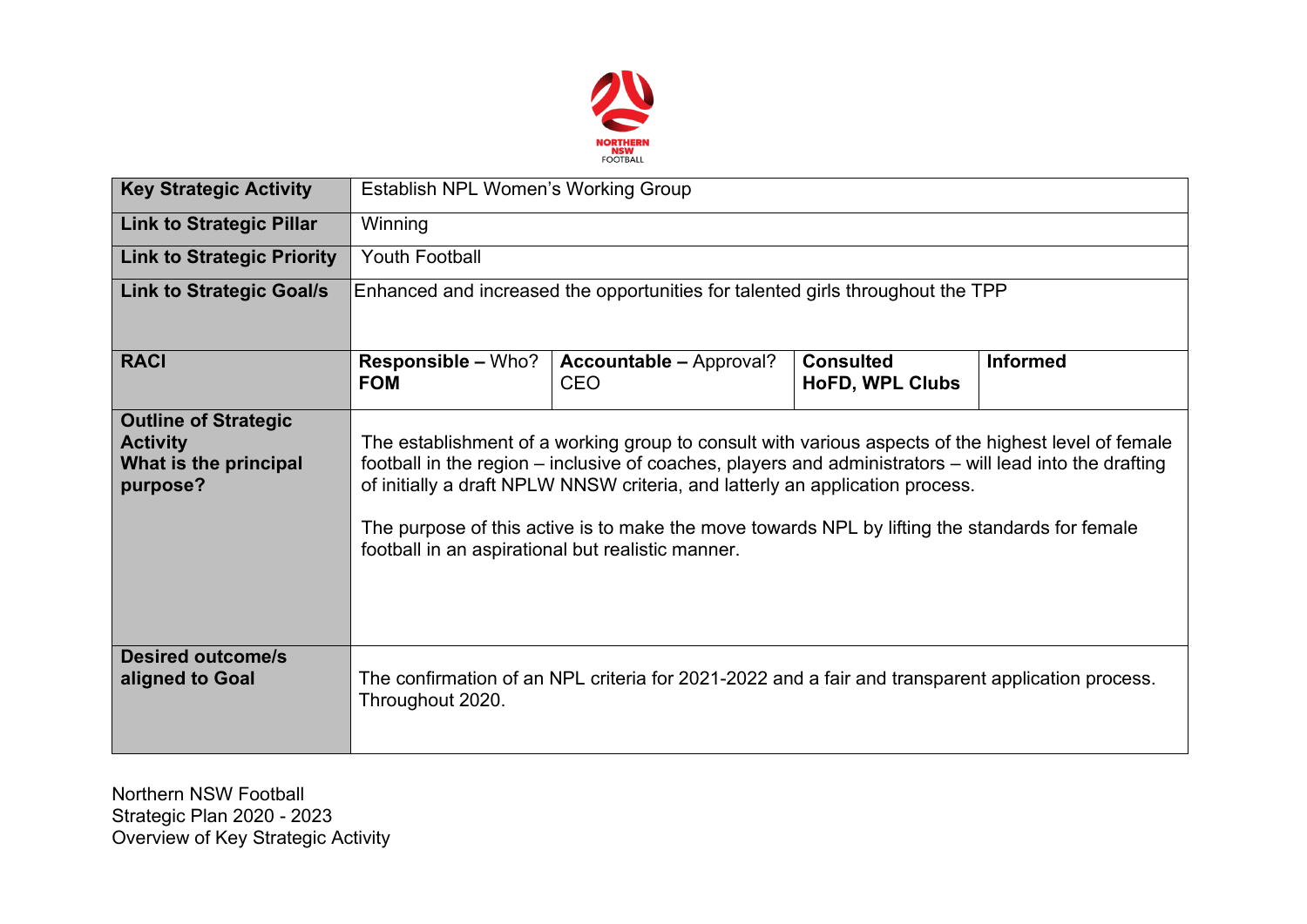| | | | | |
|---|---|---|---|---|
| **Key Strategic Activity** | Establish NPL Women's Working Group | | | |
| **Link to Strategic Pillar** | Winning | | | |
| **Link to Strategic Priority** | Youth Football | | | |
| **Link to Strategic Goal/s** | Enhanced and increased the opportunities for talented girls throughout the TPP | | | |
| **RACI** | **Responsible –** Who? **FOM** | **Accountable –** Approval? CEO | **Consulted** **HoFD, WPL Clubs** | **Informed** |
| **Outline of Strategic Activity** **What is the principal purpose?** | The establishment of a working group to consult with various aspects of the highest level of female football in the region – inclusive of coaches, players and administrators – will lead into the drafting of initially a draft NPLW NNSW criteria, and latterly an application process.<br><br>The purpose of this active is to make the move towards NPL by lifting the standards for female football in an aspirational but realistic manner. | | | |
| **Desired outcome/s aligned to Goal** | The confirmation of an NPL criteria for 2021-2022 and a fair and transparent application process. Throughout 2020. | | | |

Northern NSW Football
Strategic Plan 2020 - 2023
Overview of Key Strategic Activity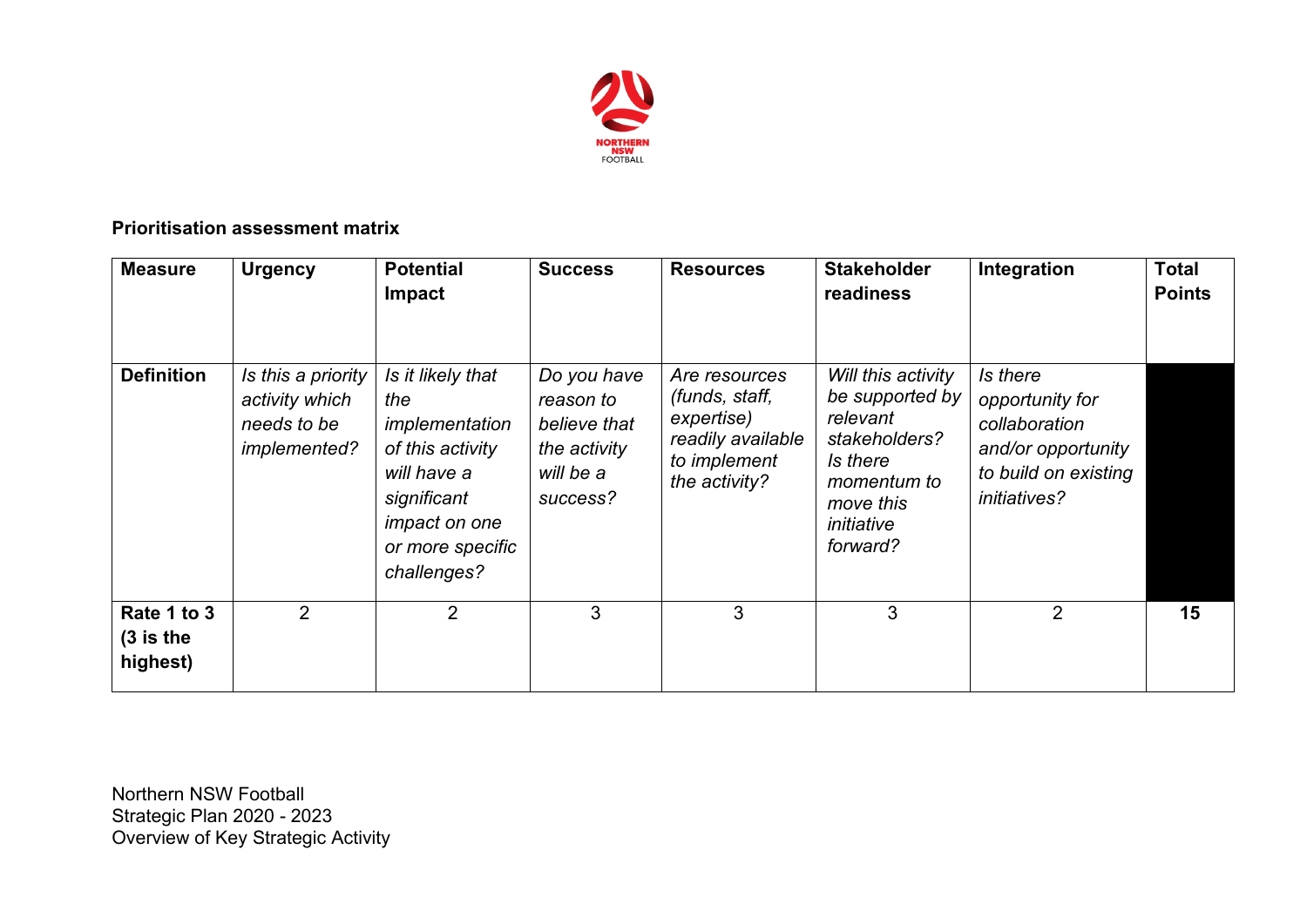**Prioritisation assessment matrix**

| **Measure** | **Urgency** | **Potential Impact** | **Success** | **Resources** | **Stakeholder readiness** | **Integration** | **Total Points** |
|---|---|---|---|---|---|---|---|
| **Definition** | *Is this a priority activity which needs to be implemented?* | *Is it likely that the implementation of this activity will have a significant impact on one or more specific challenges?* | *Do you have reason to believe that the activity will be a success?* | *Are resources (funds, staff, expertise) readily available to implement the activity?* | *Will this activity be supported by relevant stakeholders? Is there momentum to move this initiative forward?* | *Is there opportunity for collaboration and/or opportunity to build on existing initiatives?* | |
| **Rate 1 to 3 (3 is the highest)** | 2 | 2 | 3 | 3 | 3 | 2 | **15** |

Northern NSW Football
Strategic Plan 2020 - 2023
Overview of Key Strategic Activity